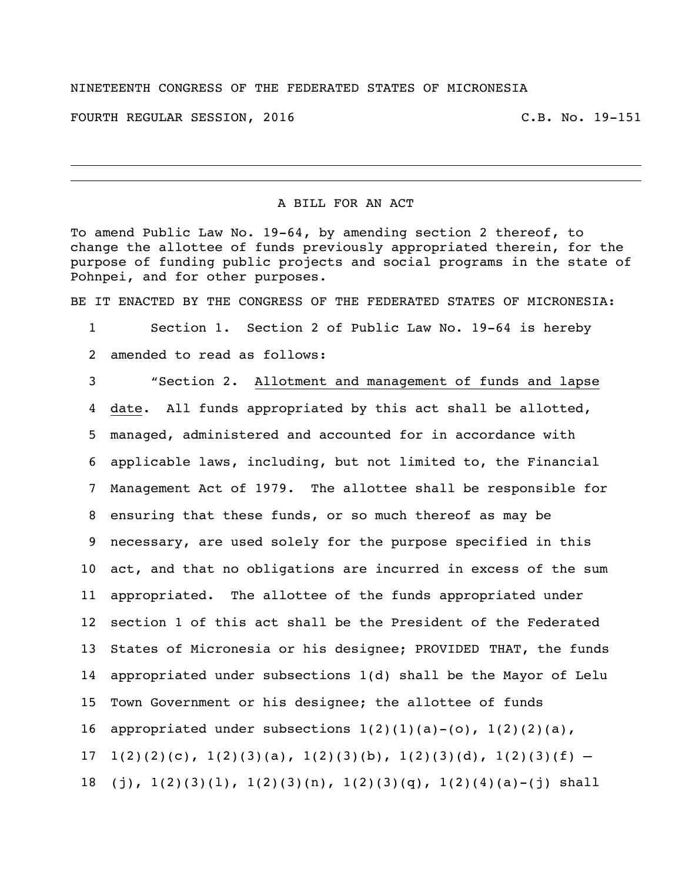NINETEENTH CONGRESS OF THE FEDERATED STATES OF MICRONESIA

FOURTH REGULAR SESSION, 2016 C.B. No. 19-151

---

A BILL FOR AN ACT

To amend Public Law No. 19-64, by amending section 2 thereof, to change the allottee of funds previously appropriated therein, for the purpose of funding public projects and social programs in the state of Pohnpei, and for other purposes.

BE IT ENACTED BY THE CONGRESS OF THE FEDERATED STATES OF MICRONESIA:

1 Section 1. Section 2 of Public Law No. 19-64 is hereby
2 amended to read as follows:
3 "Section 2. Allotment and management of funds and lapse
4 date. All funds appropriated by this act shall be allotted,
5 managed, administered and accounted for in accordance with
6 applicable laws, including, but not limited to, the Financial
7 Management Act of 1979. The allottee shall be responsible for
8 ensuring that these funds, or so much thereof as may be
9 necessary, are used solely for the purpose specified in this
10 act, and that no obligations are incurred in excess of the sum
11 appropriated. The allottee of the funds appropriated under
12 section 1 of this act shall be the President of the Federated
13 States of Micronesia or his designee; PROVIDED THAT, the funds
14 appropriated under subsections 1(d) shall be the Mayor of Lelu
15 Town Government or his designee; the allottee of funds
16 appropriated under subsections 1(2)(1)(a)-(o), 1(2)(2)(a),
17 1(2)(2)(c), 1(2)(3)(a), 1(2)(3)(b), 1(2)(3)(d), 1(2)(3)(f) –
18 (j), 1(2)(3)(l), 1(2)(3)(n), 1(2)(3)(q), 1(2)(4)(a)-(j) shall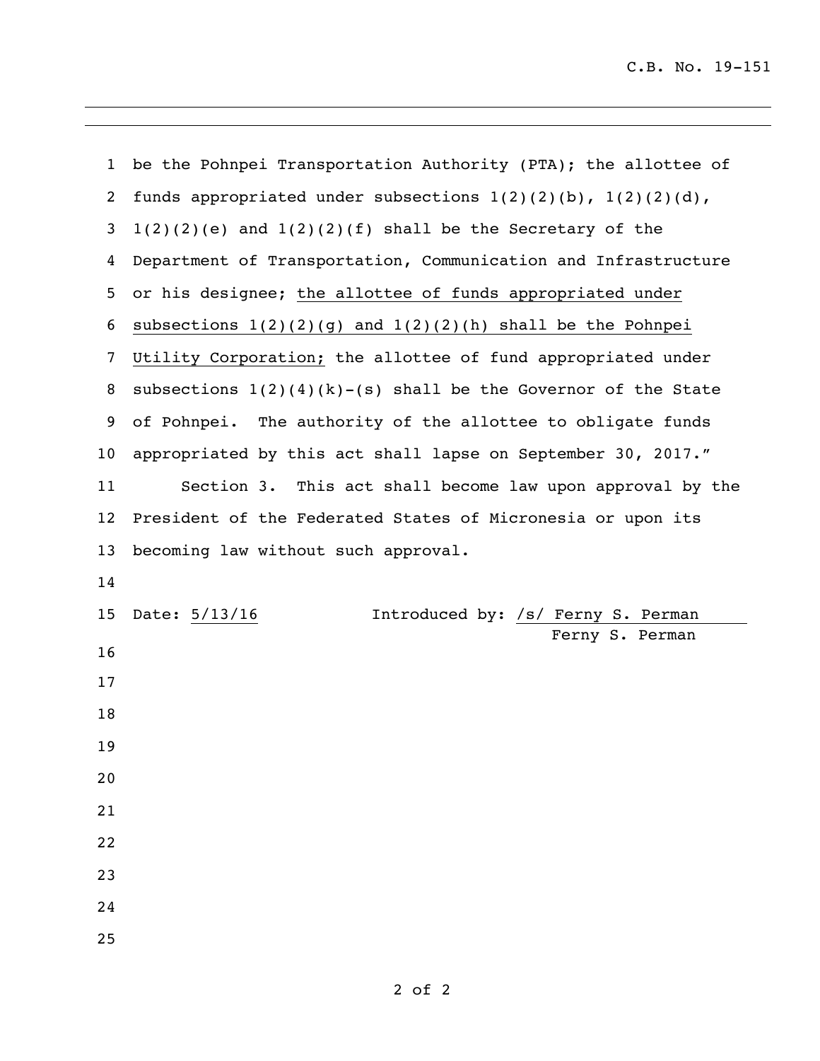be the Pohnpei Transportation Authority (PTA); the allottee of funds appropriated under subsections 1(2)(2)(b), 1(2)(2)(d), 1(2)(2)(e) and 1(2)(2)(f) shall be the Secretary of the Department of Transportation, Communication and Infrastructure or his designee; <u>the allottee of funds appropriated under subsections 1(2)(2)(g) and 1(2)(2)(h) shall be the Pohnpei Utility Corporation;</u> the allottee of fund appropriated under subsections 1(2)(4)(k)-(s) shall be the Governor of the State of Pohnpei. The authority of the allottee to obligate funds appropriated by this act shall lapse on September 30, 2017."

Section 3. This act shall become law upon approval by the President of the Federated States of Micronesia or upon its becoming law without such approval.

Date: 5/13/16

Introduced by: /s/ Ferny S. Perman
Ferny S. Perman